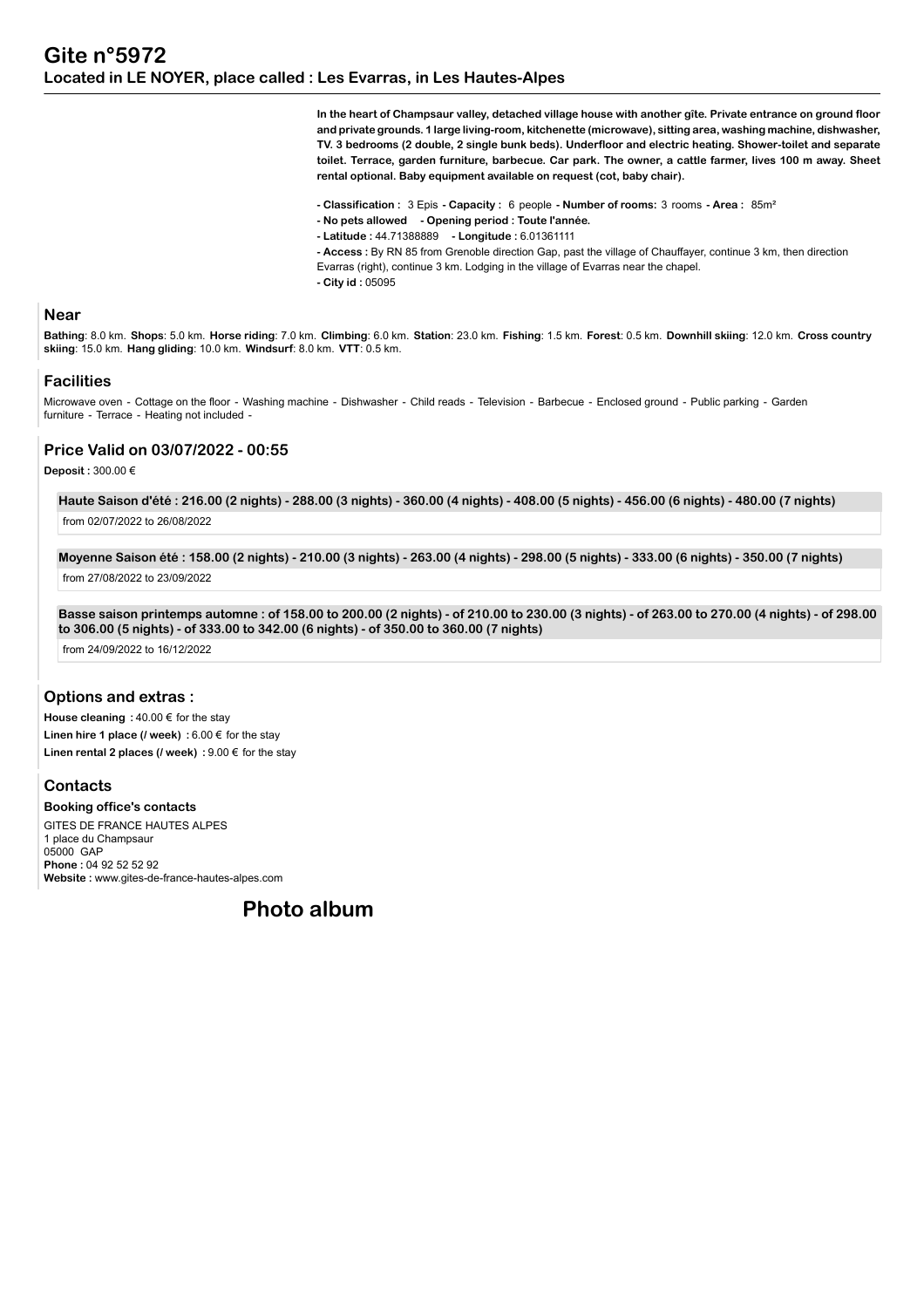# Gite n°5972

## Located in LE NOYER, place called : Les Evarras, in Les Hautes-Alpes

**In the heart of Champsaur valley, detached village house with another gîte. Private entrance on ground floor and private grounds. 1 large living-room, kitchenette (microwave), sitting area, washing machine, dishwasher, TV. 3 bedrooms (2 double, 2 single bunk beds). Underfloor and electric heating. Shower-toilet and separate toilet. Terrace, garden furniture, barbecue. Car park. The owner, a cattle farmer, lives 100 m away. Sheet rental optional. Baby equipment available on request (cot, baby chair).**

- **Classification :** 3 Epis **- Capacity :** 6 people **- Number of rooms:** 3 rooms **- Area :** 85m²
- **No pets allowed - Opening period : Toute l'année.**
- **Latitude :** 44.71388889 **- Longitude :** 6.01361111
- **Access :** By RN 85 from Grenoble direction Gap, past the village of Chauffayer, continue 3 km, then direction Evarras (right), continue 3 km. Lodging in the village of Evarras near the chapel.
- **City id :** 05095

## Near

**Bathing**: 8.0 km. **Shops**: 5.0 km. **Horse riding**: 7.0 km. **Climbing**: 6.0 km. **Station**: 23.0 km. **Fishing**: 1.5 km. **Forest**: 0.5 km. **Downhill skiing**: 12.0 km. **Cross country skiing**: 15.0 km. **Hang gliding**: 10.0 km. **Windsurf**: 8.0 km. **VTT**: 0.5 km.

## Facilities

Microwave oven - Cottage on the floor - Washing machine - Dishwasher - Child reads - Television - Barbecue - Enclosed ground - Public parking - Garden furniture - Terrace - Heating not included -

## Price Valid on 03/07/2022 - 00:55

**Deposit :** 300.00 €

**Haute Saison d'été : 216.00 (2 nights) - 288.00 (3 nights) - 360.00 (4 nights) - 408.00 (5 nights) - 456.00 (6 nights) - 480.00 (7 nights)**

from 02/07/2022 to 26/08/2022

**Moyenne Saison été : 158.00 (2 nights) - 210.00 (3 nights) - 263.00 (4 nights) - 298.00 (5 nights) - 333.00 (6 nights) - 350.00 (7 nights)**

from 27/08/2022 to 23/09/2022

**Basse saison printemps automne : of 158.00 to 200.00 (2 nights) - of 210.00 to 230.00 (3 nights) - of 263.00 to 270.00 (4 nights) - of 298.00 to 306.00 (5 nights) - of 333.00 to 342.00 (6 nights) - of 350.00 to 360.00 (7 nights)**

from 24/09/2022 to 16/12/2022

## Options and extras :

**House cleaning :** 40.00 € for the stay

**Linen hire 1 place (/ week) :** 6.00 € for the stay

**Linen rental 2 places (/ week) :** 9.00 € for the stay

## Contacts

**Booking office's contacts**

GITES DE FRANCE HAUTES ALPES
1 place du Champsaur
05000 GAP
**Phone :** 04 92 52 52 92
**Website :** www.gites-de-france-hautes-alpes.com

## Photo album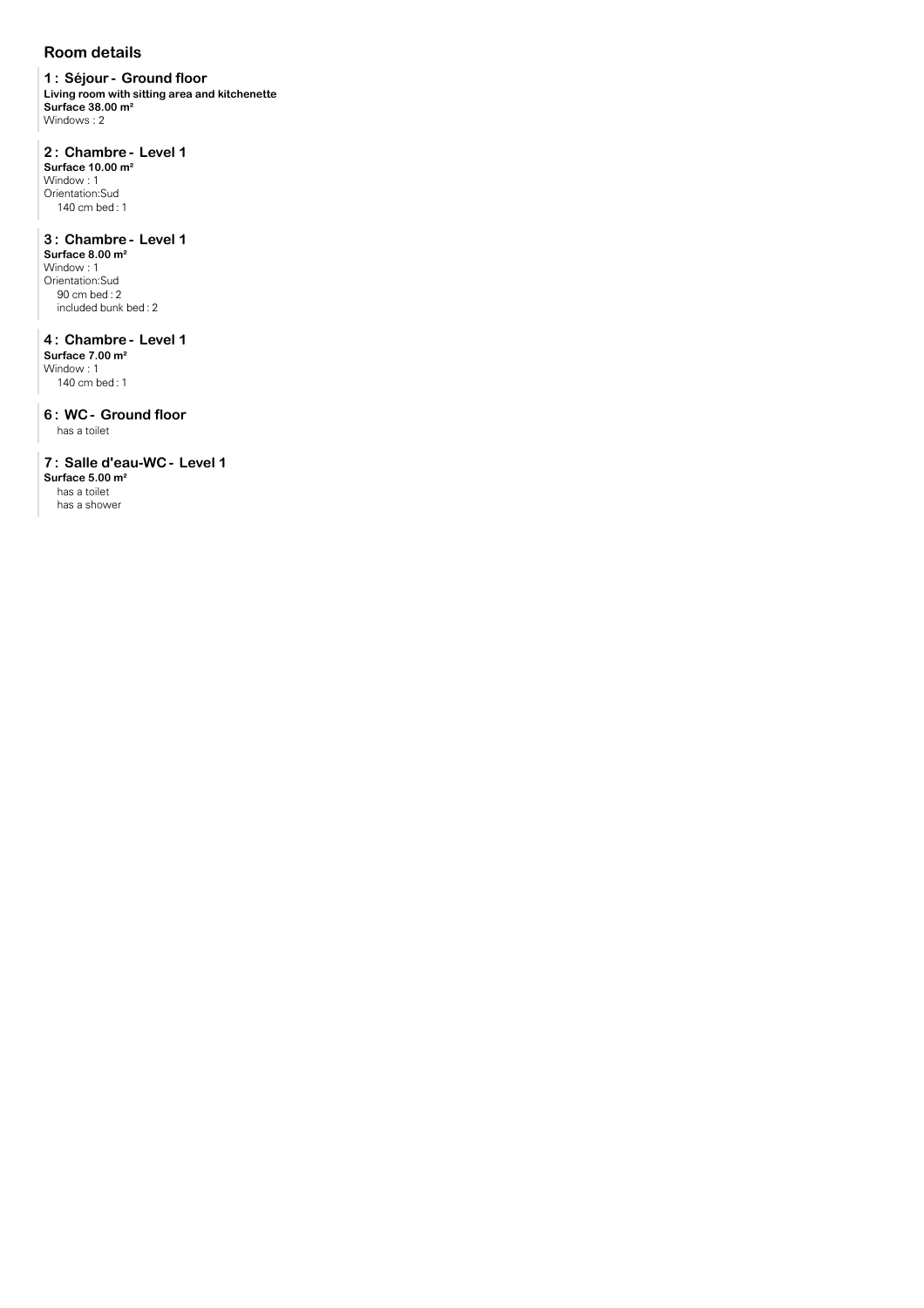## Room details

### 1 : Séjour - Ground floor

**Living room with sitting area and kitchenette**
**Surface 38.00 m²**
Windows : 2

### 2 : Chambre - Level 1

**Surface 10.00 m²**
Window : 1
Orientation:Sud
140 cm bed : 1

### 3 : Chambre - Level 1

**Surface 8.00 m²**
Window : 1
Orientation:Sud
90 cm bed : 2
included bunk bed : 2

### 4 : Chambre - Level 1

**Surface 7.00 m²**
Window : 1
140 cm bed : 1

### 6 : WC - Ground floor

has a toilet

### 7 : Salle d'eau-WC - Level 1

**Surface 5.00 m²**
has a toilet
has a shower